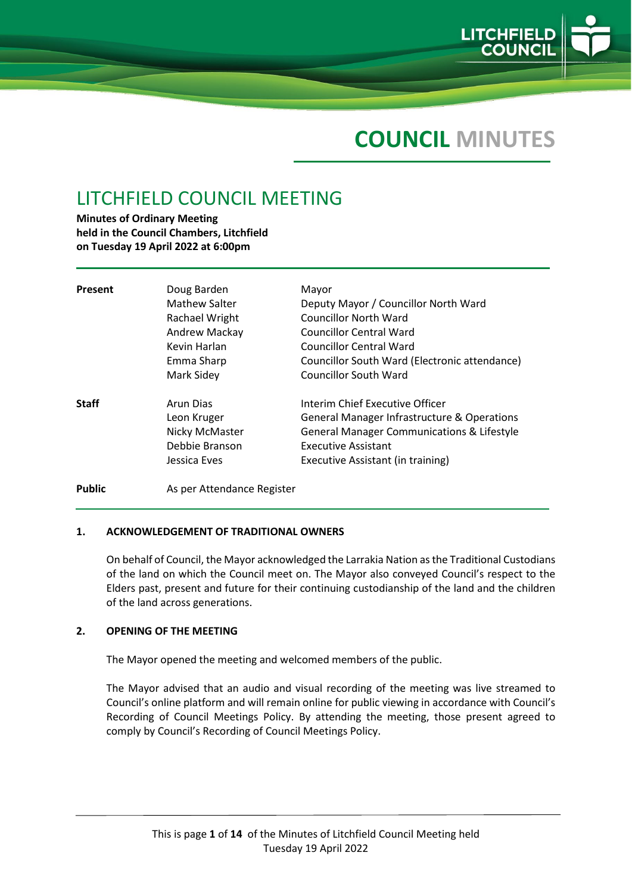# COUNCIL MINUTES

## LITCHFIELD COUNCIL MEETING

**Minutes of Ordinary Meeting**
**held in the Council Chambers, Litchfield**
**on Tuesday 19 April 2022 at 6:00pm**

| | | |
|---|---|---|
| **Present** | Doug Barden | Mayor |
| | Mathew Salter | Deputy Mayor / Councillor North Ward |
| | Rachael Wright | Councillor North Ward |
| | Andrew Mackay | Councillor Central Ward |
| | Kevin Harlan | Councillor Central Ward |
| | Emma Sharp | Councillor South Ward (Electronic attendance) |
| | Mark Sidey | Councillor South Ward |
| **Staff** | Arun Dias | Interim Chief Executive Officer |
| | Leon Kruger | General Manager Infrastructure & Operations |
| | Nicky McMaster | General Manager Communications & Lifestyle |
| | Debbie Branson | Executive Assistant |
| | Jessica Eves | Executive Assistant (in training) |
| **Public** | As per Attendance Register | |

### 1. ACKNOWLEDGEMENT OF TRADITIONAL OWNERS

On behalf of Council, the Mayor acknowledged the Larrakia Nation as the Traditional Custodians of the land on which the Council meet on. The Mayor also conveyed Council's respect to the Elders past, present and future for their continuing custodianship of the land and the children of the land across generations.

### 2. OPENING OF THE MEETING

The Mayor opened the meeting and welcomed members of the public.

The Mayor advised that an audio and visual recording of the meeting was live streamed to Council's online platform and will remain online for public viewing in accordance with Council's Recording of Council Meetings Policy. By attending the meeting, those present agreed to comply by Council's Recording of Council Meetings Policy.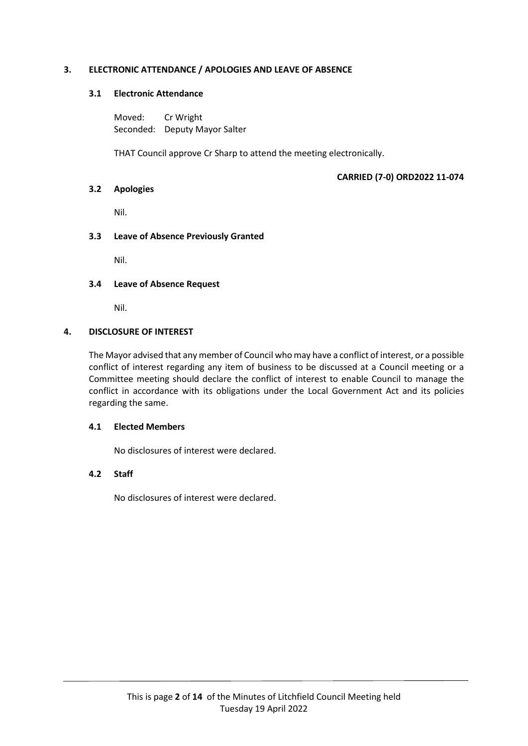## 3. ELECTRONIC ATTENDANCE / APOLOGIES AND LEAVE OF ABSENCE

### 3.1 Electronic Attendance

Moved: Cr Wright
Seconded: Deputy Mayor Salter

THAT Council approve Cr Sharp to attend the meeting electronically.

**CARRIED (7-0) ORD2022 11-074**

### 3.2 Apologies

Nil.

### 3.3 Leave of Absence Previously Granted

Nil.

### 3.4 Leave of Absence Request

Nil.

## 4. DISCLOSURE OF INTEREST

The Mayor advised that any member of Council who may have a conflict of interest, or a possible conflict of interest regarding any item of business to be discussed at a Council meeting or a Committee meeting should declare the conflict of interest to enable Council to manage the conflict in accordance with its obligations under the Local Government Act and its policies regarding the same.

### 4.1 Elected Members

No disclosures of interest were declared.

### 4.2 Staff

No disclosures of interest were declared.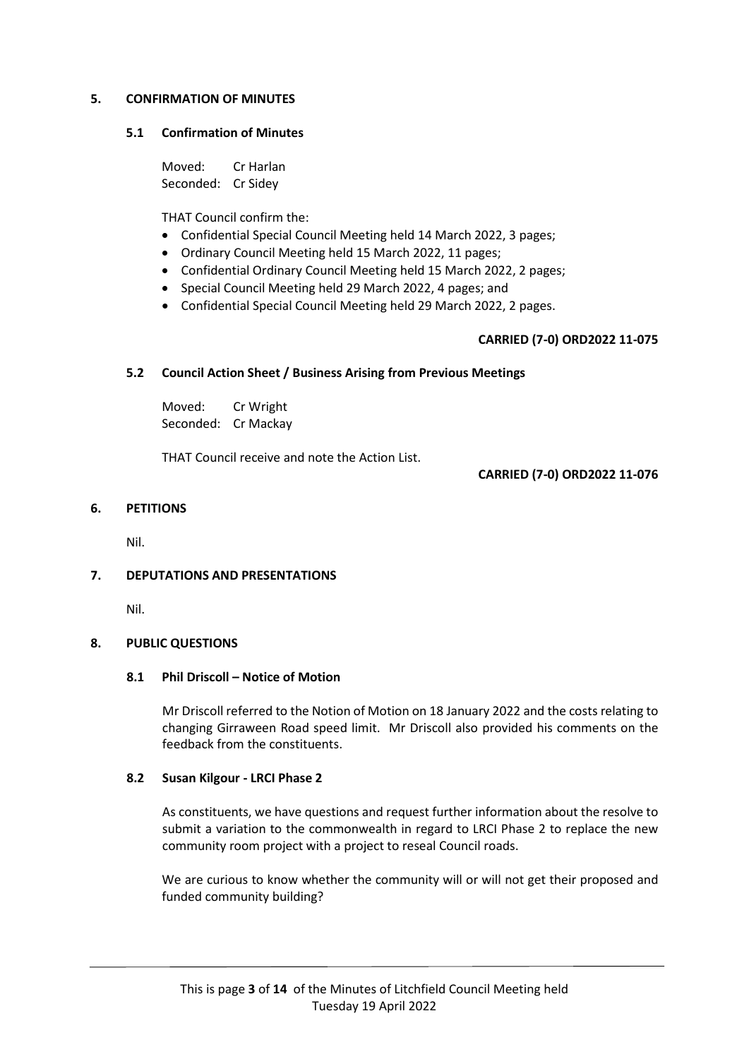## 5. CONFIRMATION OF MINUTES

### 5.1 Confirmation of Minutes

Moved: Cr Harlan
Seconded: Cr Sidey

THAT Council confirm the:

- Confidential Special Council Meeting held 14 March 2022, 3 pages;
- Ordinary Council Meeting held 15 March 2022, 11 pages;
- Confidential Ordinary Council Meeting held 15 March 2022, 2 pages;
- Special Council Meeting held 29 March 2022, 4 pages; and
- Confidential Special Council Meeting held 29 March 2022, 2 pages.

**CARRIED (7-0) ORD2022 11-075**

### 5.2 Council Action Sheet / Business Arising from Previous Meetings

Moved: Cr Wright
Seconded: Cr Mackay

THAT Council receive and note the Action List.

**CARRIED (7-0) ORD2022 11-076**

## 6. PETITIONS

Nil.

## 7. DEPUTATIONS AND PRESENTATIONS

Nil.

## 8. PUBLIC QUESTIONS

### 8.1 Phil Driscoll – Notice of Motion

Mr Driscoll referred to the Notion of Motion on 18 January 2022 and the costs relating to changing Girraween Road speed limit. Mr Driscoll also provided his comments on the feedback from the constituents.

### 8.2 Susan Kilgour - LRCI Phase 2

As constituents, we have questions and request further information about the resolve to submit a variation to the commonwealth in regard to LRCI Phase 2 to replace the new community room project with a project to reseal Council roads.

We are curious to know whether the community will or will not get their proposed and funded community building?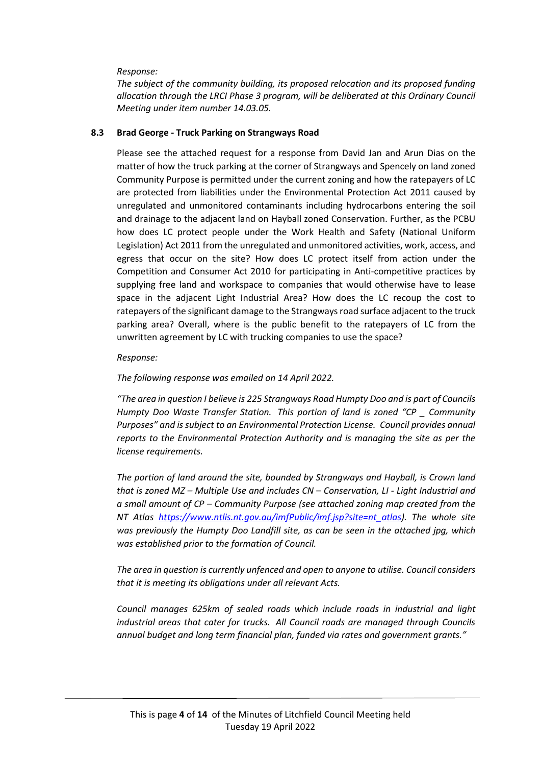*Response:*

*The subject of the community building, its proposed relocation and its proposed funding allocation through the LRCI Phase 3 program, will be deliberated at this Ordinary Council Meeting under item number 14.03.05.*

### 8.3 Brad George - Truck Parking on Strangways Road

Please see the attached request for a response from David Jan and Arun Dias on the matter of how the truck parking at the corner of Strangways and Spencely on land zoned Community Purpose is permitted under the current zoning and how the ratepayers of LC are protected from liabilities under the Environmental Protection Act 2011 caused by unregulated and unmonitored contaminants including hydrocarbons entering the soil and drainage to the adjacent land on Hayball zoned Conservation. Further, as the PCBU how does LC protect people under the Work Health and Safety (National Uniform Legislation) Act 2011 from the unregulated and unmonitored activities, work, access, and egress that occur on the site? How does LC protect itself from action under the Competition and Consumer Act 2010 for participating in Anti-competitive practices by supplying free land and workspace to companies that would otherwise have to lease space in the adjacent Light Industrial Area? How does the LC recoup the cost to ratepayers of the significant damage to the Strangways road surface adjacent to the truck parking area? Overall, where is the public benefit to the ratepayers of LC from the unwritten agreement by LC with trucking companies to use the space?

*Response:*

*The following response was emailed on 14 April 2022.*

*"The area in question I believe is 225 Strangways Road Humpty Doo and is part of Councils Humpty Doo Waste Transfer Station. This portion of land is zoned "CP _ Community Purposes" and is subject to an Environmental Protection License. Council provides annual reports to the Environmental Protection Authority and is managing the site as per the license requirements.*

*The portion of land around the site, bounded by Strangways and Hayball, is Crown land that is zoned MZ – Multiple Use and includes CN – Conservation, LI - Light Industrial and a small amount of CP – Community Purpose (see attached zoning map created from the NT Atlas [https://www.ntlis.nt.gov.au/imfPublic/imf.jsp?site=nt_atlas](https://www.ntlis.nt.gov.au/imfPublic/imf.jsp?site=nt_atlas)). The whole site was previously the Humpty Doo Landfill site, as can be seen in the attached jpg, which was established prior to the formation of Council.*

*The area in question is currently unfenced and open to anyone to utilise. Council considers that it is meeting its obligations under all relevant Acts.*

*Council manages 625km of sealed roads which include roads in industrial and light industrial areas that cater for trucks. All Council roads are managed through Councils annual budget and long term financial plan, funded via rates and government grants."*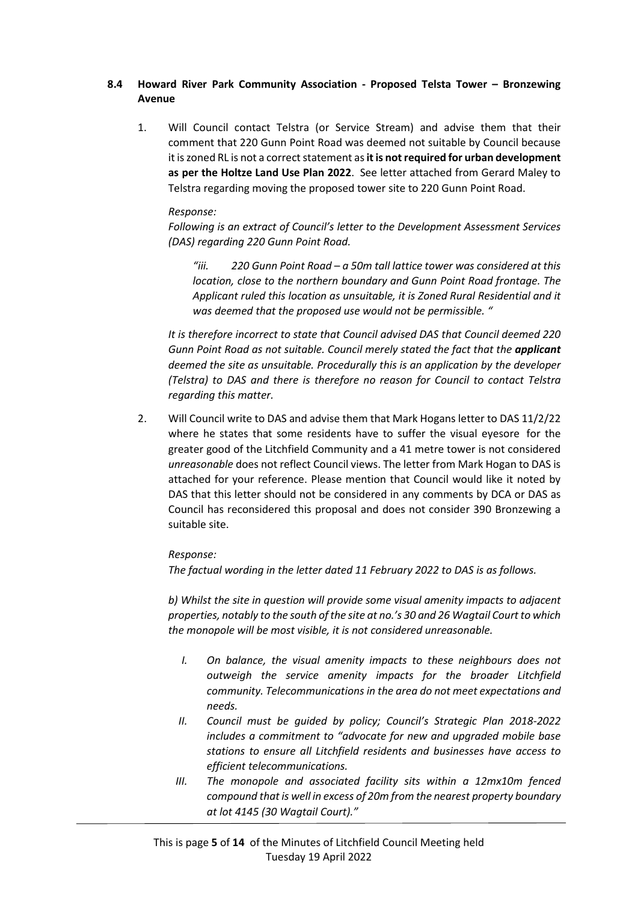## 8.4 Howard River Park Community Association - Proposed Telsta Tower – Bronzewing Avenue

1. Will Council contact Telstra (or Service Stream) and advise them that their comment that 220 Gunn Point Road was deemed not suitable by Council because it is zoned RL is not a correct statement as **it is not required for urban development as per the Holtze Land Use Plan 2022**. See letter attached from Gerard Maley to Telstra regarding moving the proposed tower site to 220 Gunn Point Road.

   *Response:*

   *Following is an extract of Council's letter to the Development Assessment Services (DAS) regarding 220 Gunn Point Road.*

   > *"iii. 220 Gunn Point Road – a 50m tall lattice tower was considered at this location, close to the northern boundary and Gunn Point Road frontage. The Applicant ruled this location as unsuitable, it is Zoned Rural Residential and it was deemed that the proposed use would not be permissible. "*

   *It is therefore incorrect to state that Council advised DAS that Council deemed 220 Gunn Point Road as not suitable. Council merely stated the fact that the* ***applicant*** *deemed the site as unsuitable. Procedurally this is an application by the developer (Telstra) to DAS and there is therefore no reason for Council to contact Telstra regarding this matter.*

2. Will Council write to DAS and advise them that Mark Hogans letter to DAS 11/2/22 where he states that some residents have to suffer the visual eyesore for the greater good of the Litchfield Community and a 41 metre tower is not considered *unreasonable* does not reflect Council views. The letter from Mark Hogan to DAS is attached for your reference. Please mention that Council would like it noted by DAS that this letter should not be considered in any comments by DCA or DAS as Council has reconsidered this proposal and does not consider 390 Bronzewing a suitable site.

   *Response:*

   *The factual wording in the letter dated 11 February 2022 to DAS is as follows.*

   *b) Whilst the site in question will provide some visual amenity impacts to adjacent properties, notably to the south of the site at no.'s 30 and 26 Wagtail Court to which the monopole will be most visible, it is not considered unreasonable.*

   - *I. On balance, the visual amenity impacts to these neighbours does not outweigh the service amenity impacts for the broader Litchfield community. Telecommunications in the area do not meet expectations and needs.*
   - *II. Council must be guided by policy; Council's Strategic Plan 2018-2022 includes a commitment to "advocate for new and upgraded mobile base stations to ensure all Litchfield residents and businesses have access to efficient telecommunications.*
   - *III. The monopole and associated facility sits within a 12mx10m fenced compound that is well in excess of 20m from the nearest property boundary at lot 4145 (30 Wagtail Court)."*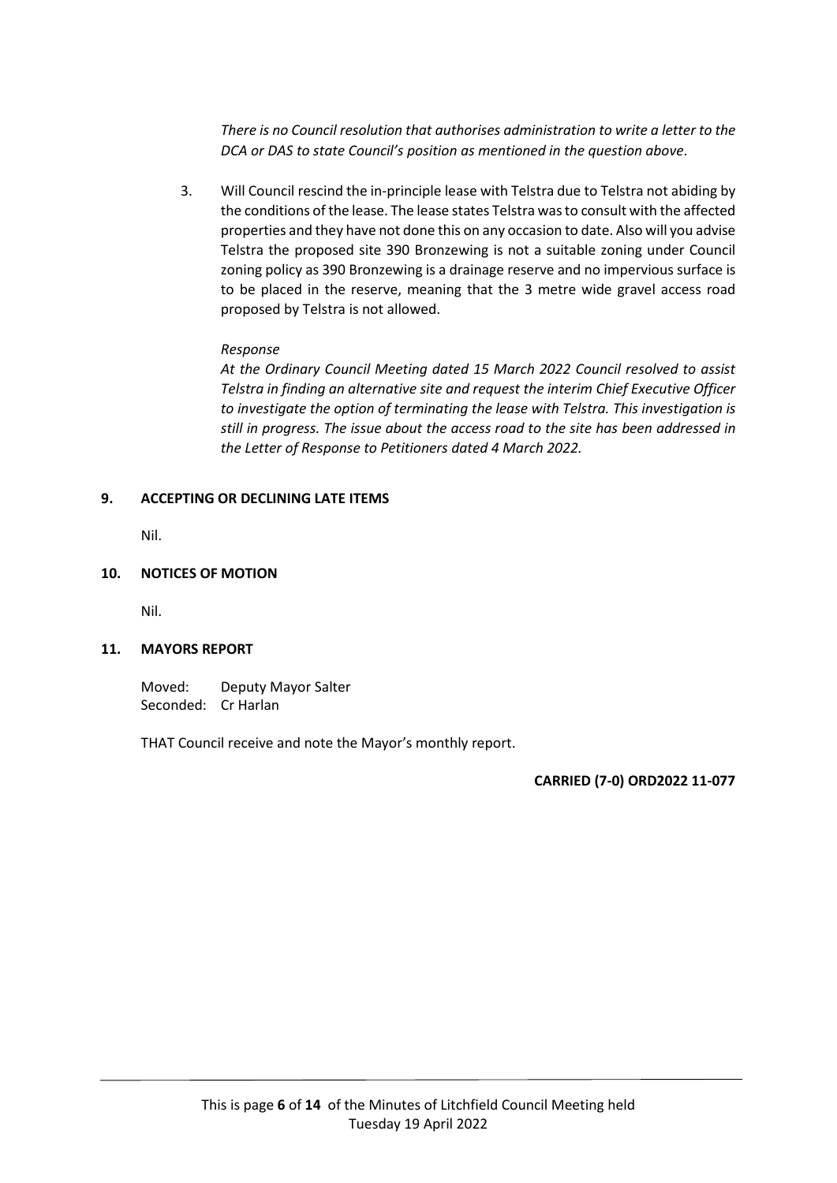*There is no Council resolution that authorises administration to write a letter to the DCA or DAS to state Council's position as mentioned in the question above*.

3. Will Council rescind the in-principle lease with Telstra due to Telstra not abiding by the conditions of the lease. The lease states Telstra was to consult with the affected properties and they have not done this on any occasion to date. Also will you advise Telstra the proposed site 390 Bronzewing is not a suitable zoning under Council zoning policy as 390 Bronzewing is a drainage reserve and no impervious surface is to be placed in the reserve, meaning that the 3 metre wide gravel access road proposed by Telstra is not allowed.

   *Response*

   *At the Ordinary Council Meeting dated 15 March 2022 Council resolved to assist Telstra in finding an alternative site and request the interim Chief Executive Officer to investigate the option of terminating the lease with Telstra. This investigation is still in progress. The issue about the access road to the site has been addressed in the Letter of Response to Petitioners dated 4 March 2022.*

## 9. ACCEPTING OR DECLINING LATE ITEMS

Nil.

## 10. NOTICES OF MOTION

Nil.

## 11. MAYORS REPORT

Moved: Deputy Mayor Salter
Seconded: Cr Harlan

THAT Council receive and note the Mayor's monthly report.

**CARRIED (7-0) ORD2022 11-077**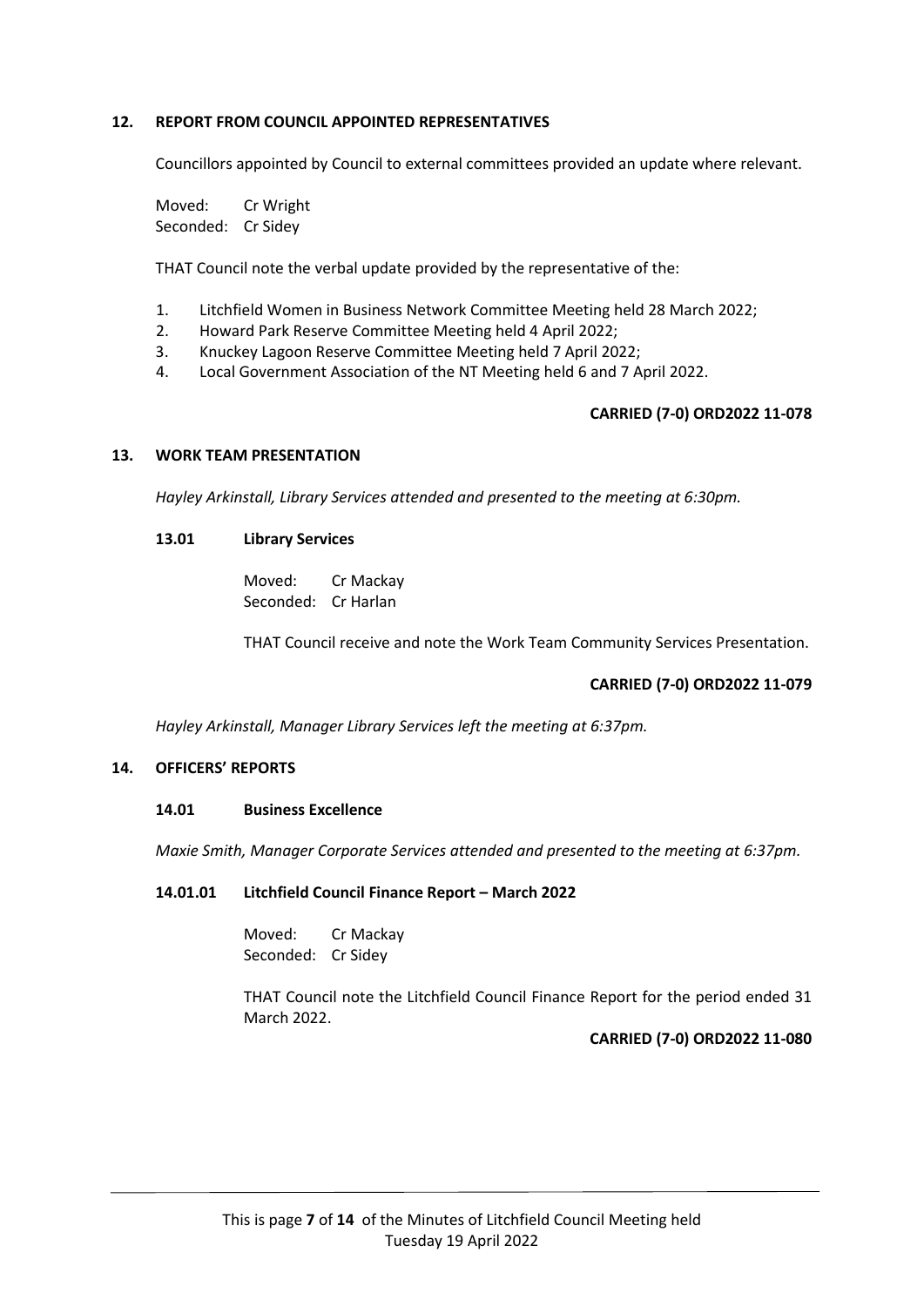## 12. REPORT FROM COUNCIL APPOINTED REPRESENTATIVES

Councillors appointed by Council to external committees provided an update where relevant.

Moved: Cr Wright
Seconded: Cr Sidey

THAT Council note the verbal update provided by the representative of the:

1. Litchfield Women in Business Network Committee Meeting held 28 March 2022;
2. Howard Park Reserve Committee Meeting held 4 April 2022;
3. Knuckey Lagoon Reserve Committee Meeting held 7 April 2022;
4. Local Government Association of the NT Meeting held 6 and 7 April 2022.

**CARRIED (7-0) ORD2022 11-078**

## 13. WORK TEAM PRESENTATION

*Hayley Arkinstall, Library Services attended and presented to the meeting at 6:30pm.*

### 13.01 Library Services

Moved: Cr Mackay
Seconded: Cr Harlan

THAT Council receive and note the Work Team Community Services Presentation.

**CARRIED (7-0) ORD2022 11-079**

*Hayley Arkinstall, Manager Library Services left the meeting at 6:37pm.*

## 14. OFFICERS' REPORTS

### 14.01 Business Excellence

*Maxie Smith, Manager Corporate Services attended and presented to the meeting at 6:37pm.*

### 14.01.01 Litchfield Council Finance Report – March 2022

Moved: Cr Mackay
Seconded: Cr Sidey

THAT Council note the Litchfield Council Finance Report for the period ended 31 March 2022.

**CARRIED (7-0) ORD2022 11-080**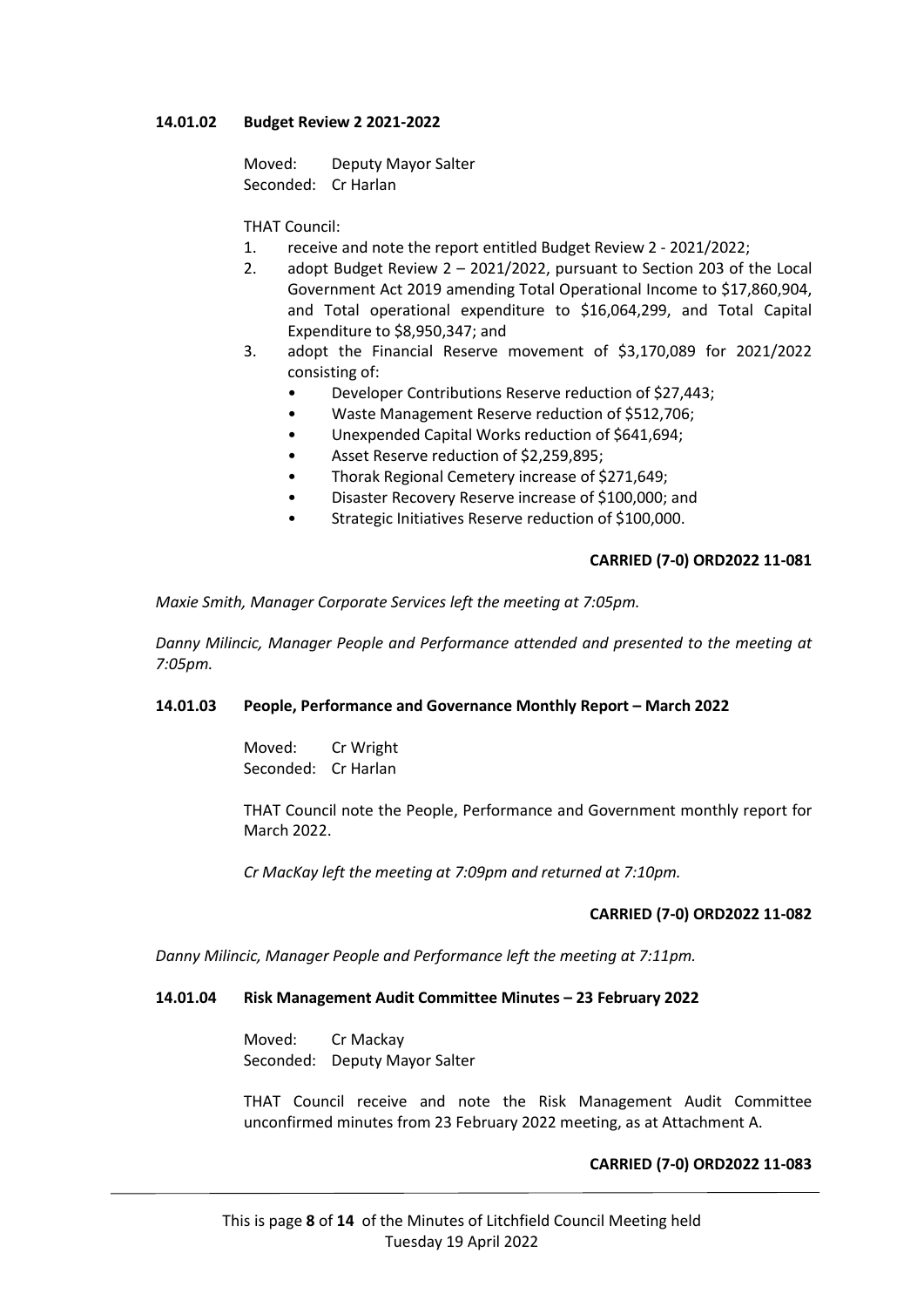### 14.01.02 Budget Review 2 2021-2022

Moved: Deputy Mayor Salter
Seconded: Cr Harlan

THAT Council:

1. receive and note the report entitled Budget Review 2 - 2021/2022;
2. adopt Budget Review 2 – 2021/2022, pursuant to Section 203 of the Local Government Act 2019 amending Total Operational Income to $17,860,904, and Total operational expenditure to $16,064,299, and Total Capital Expenditure to $8,950,347; and
3. adopt the Financial Reserve movement of $3,170,089 for 2021/2022 consisting of:
   - Developer Contributions Reserve reduction of $27,443;
   - Waste Management Reserve reduction of $512,706;
   - Unexpended Capital Works reduction of $641,694;
   - Asset Reserve reduction of $2,259,895;
   - Thorak Regional Cemetery increase of $271,649;
   - Disaster Recovery Reserve increase of $100,000; and
   - Strategic Initiatives Reserve reduction of $100,000.

**CARRIED (7-0) ORD2022 11-081**

*Maxie Smith, Manager Corporate Services left the meeting at 7:05pm.*

*Danny Milincic, Manager People and Performance attended and presented to the meeting at 7:05pm.*

### 14.01.03 People, Performance and Governance Monthly Report – March 2022

Moved: Cr Wright
Seconded: Cr Harlan

THAT Council note the People, Performance and Government monthly report for March 2022.

*Cr MacKay left the meeting at 7:09pm and returned at 7:10pm.*

**CARRIED (7-0) ORD2022 11-082**

*Danny Milincic, Manager People and Performance left the meeting at 7:11pm.*

### 14.01.04 Risk Management Audit Committee Minutes – 23 February 2022

Moved: Cr Mackay
Seconded: Deputy Mayor Salter

THAT Council receive and note the Risk Management Audit Committee unconfirmed minutes from 23 February 2022 meeting, as at Attachment A.

**CARRIED (7-0) ORD2022 11-083**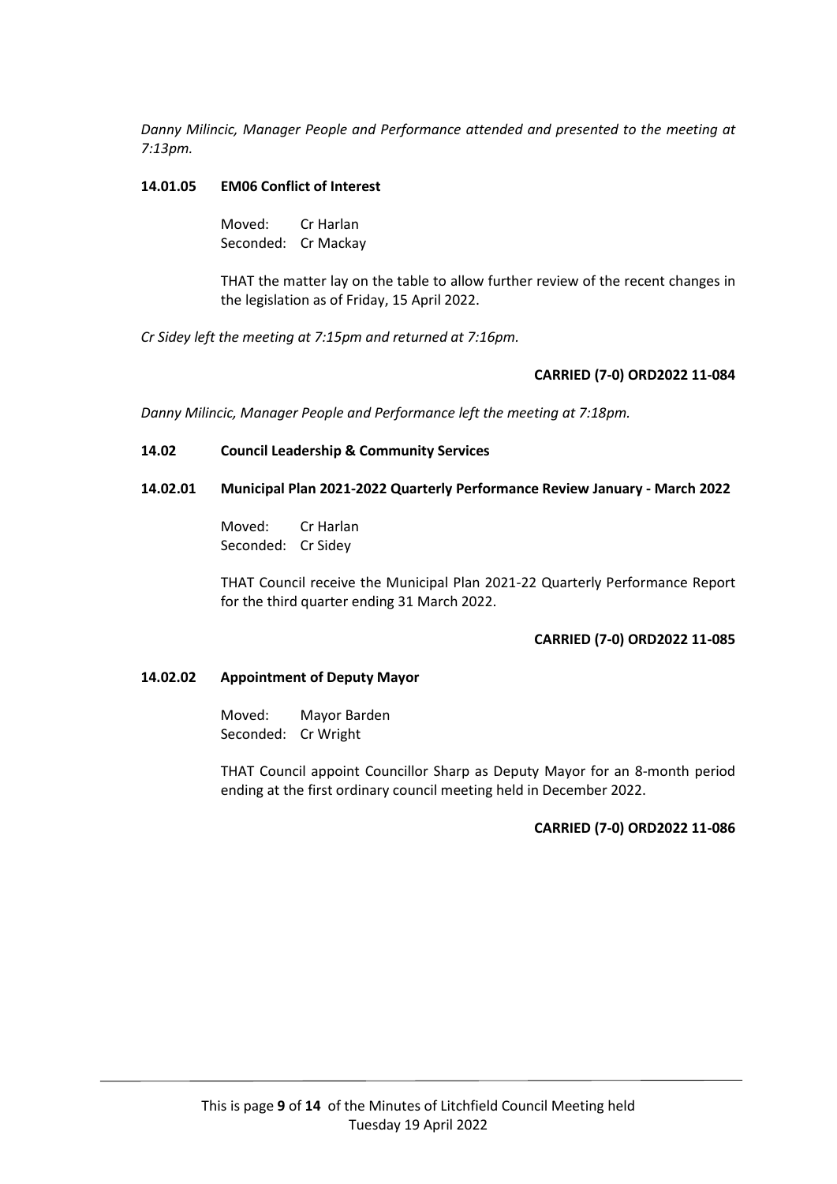*Danny Milincic, Manager People and Performance attended and presented to the meeting at 7:13pm.*

**14.01.05 EM06 Conflict of Interest**

Moved: Cr Harlan
Seconded: Cr Mackay

THAT the matter lay on the table to allow further review of the recent changes in the legislation as of Friday, 15 April 2022.

*Cr Sidey left the meeting at 7:15pm and returned at 7:16pm.*

**CARRIED (7-0) ORD2022 11-084**

*Danny Milincic, Manager People and Performance left the meeting at 7:18pm.*

**14.02 Council Leadership & Community Services**

**14.02.01 Municipal Plan 2021-2022 Quarterly Performance Review January - March 2022**

Moved: Cr Harlan
Seconded: Cr Sidey

THAT Council receive the Municipal Plan 2021-22 Quarterly Performance Report for the third quarter ending 31 March 2022.

**CARRIED (7-0) ORD2022 11-085**

**14.02.02 Appointment of Deputy Mayor**

Moved: Mayor Barden
Seconded: Cr Wright

THAT Council appoint Councillor Sharp as Deputy Mayor for an 8-month period ending at the first ordinary council meeting held in December 2022.

**CARRIED (7-0) ORD2022 11-086**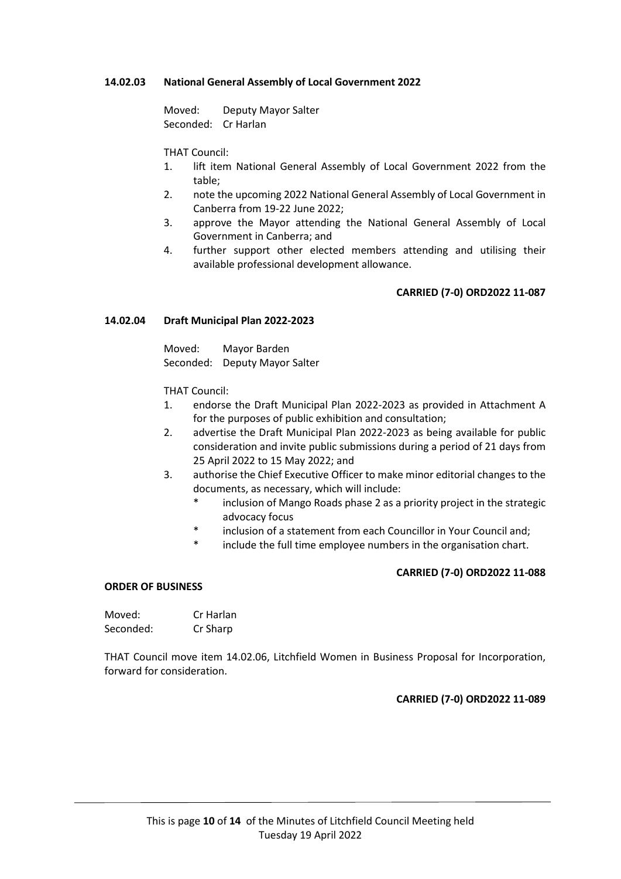### 14.02.03 National General Assembly of Local Government 2022

Moved: Deputy Mayor Salter
Seconded: Cr Harlan

THAT Council:

1. lift item National General Assembly of Local Government 2022 from the table;
2. note the upcoming 2022 National General Assembly of Local Government in Canberra from 19-22 June 2022;
3. approve the Mayor attending the National General Assembly of Local Government in Canberra; and
4. further support other elected members attending and utilising their available professional development allowance.

**CARRIED (7-0) ORD2022 11-087**

### 14.02.04 Draft Municipal Plan 2022-2023

Moved: Mayor Barden
Seconded: Deputy Mayor Salter

THAT Council:

1. endorse the Draft Municipal Plan 2022-2023 as provided in Attachment A for the purposes of public exhibition and consultation;
2. advertise the Draft Municipal Plan 2022-2023 as being available for public consideration and invite public submissions during a period of 21 days from 25 April 2022 to 15 May 2022; and
3. authorise the Chief Executive Officer to make minor editorial changes to the documents, as necessary, which will include:
   * inclusion of Mango Roads phase 2 as a priority project in the strategic advocacy focus
   * inclusion of a statement from each Councillor in Your Council and;
   * include the full time employee numbers in the organisation chart.

**CARRIED (7-0) ORD2022 11-088**

**ORDER OF BUSINESS**

Moved: Cr Harlan
Seconded: Cr Sharp

THAT Council move item 14.02.06, Litchfield Women in Business Proposal for Incorporation, forward for consideration.

**CARRIED (7-0) ORD2022 11-089**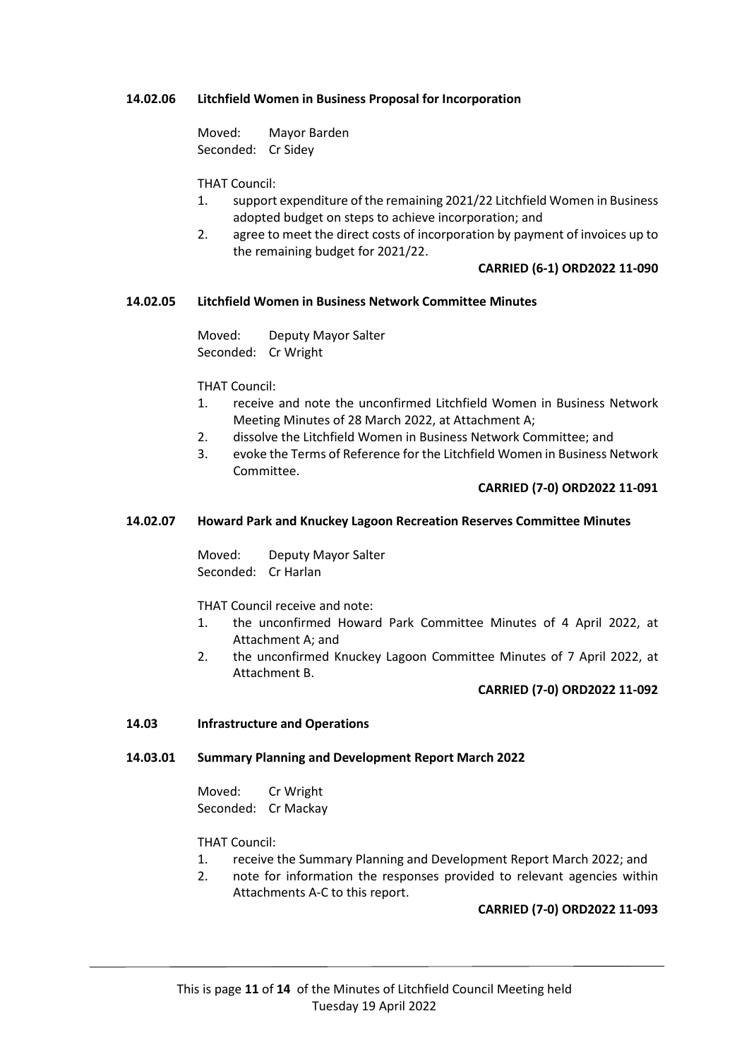### 14.02.06 Litchfield Women in Business Proposal for Incorporation

Moved: Mayor Barden
Seconded: Cr Sidey

THAT Council:

1. support expenditure of the remaining 2021/22 Litchfield Women in Business adopted budget on steps to achieve incorporation; and
2. agree to meet the direct costs of incorporation by payment of invoices up to the remaining budget for 2021/22.

**CARRIED (6-1) ORD2022 11-090**

### 14.02.05 Litchfield Women in Business Network Committee Minutes

Moved: Deputy Mayor Salter
Seconded: Cr Wright

THAT Council:

1. receive and note the unconfirmed Litchfield Women in Business Network Meeting Minutes of 28 March 2022, at Attachment A;
2. dissolve the Litchfield Women in Business Network Committee; and
3. evoke the Terms of Reference for the Litchfield Women in Business Network Committee.

**CARRIED (7-0) ORD2022 11-091**

### 14.02.07 Howard Park and Knuckey Lagoon Recreation Reserves Committee Minutes

Moved: Deputy Mayor Salter
Seconded: Cr Harlan

THAT Council receive and note:

1. the unconfirmed Howard Park Committee Minutes of 4 April 2022, at Attachment A; and
2. the unconfirmed Knuckey Lagoon Committee Minutes of 7 April 2022, at Attachment B.

**CARRIED (7-0) ORD2022 11-092**

## 14.03 Infrastructure and Operations

### 14.03.01 Summary Planning and Development Report March 2022

Moved: Cr Wright
Seconded: Cr Mackay

THAT Council:

1. receive the Summary Planning and Development Report March 2022; and
2. note for information the responses provided to relevant agencies within Attachments A-C to this report.

**CARRIED (7-0) ORD2022 11-093**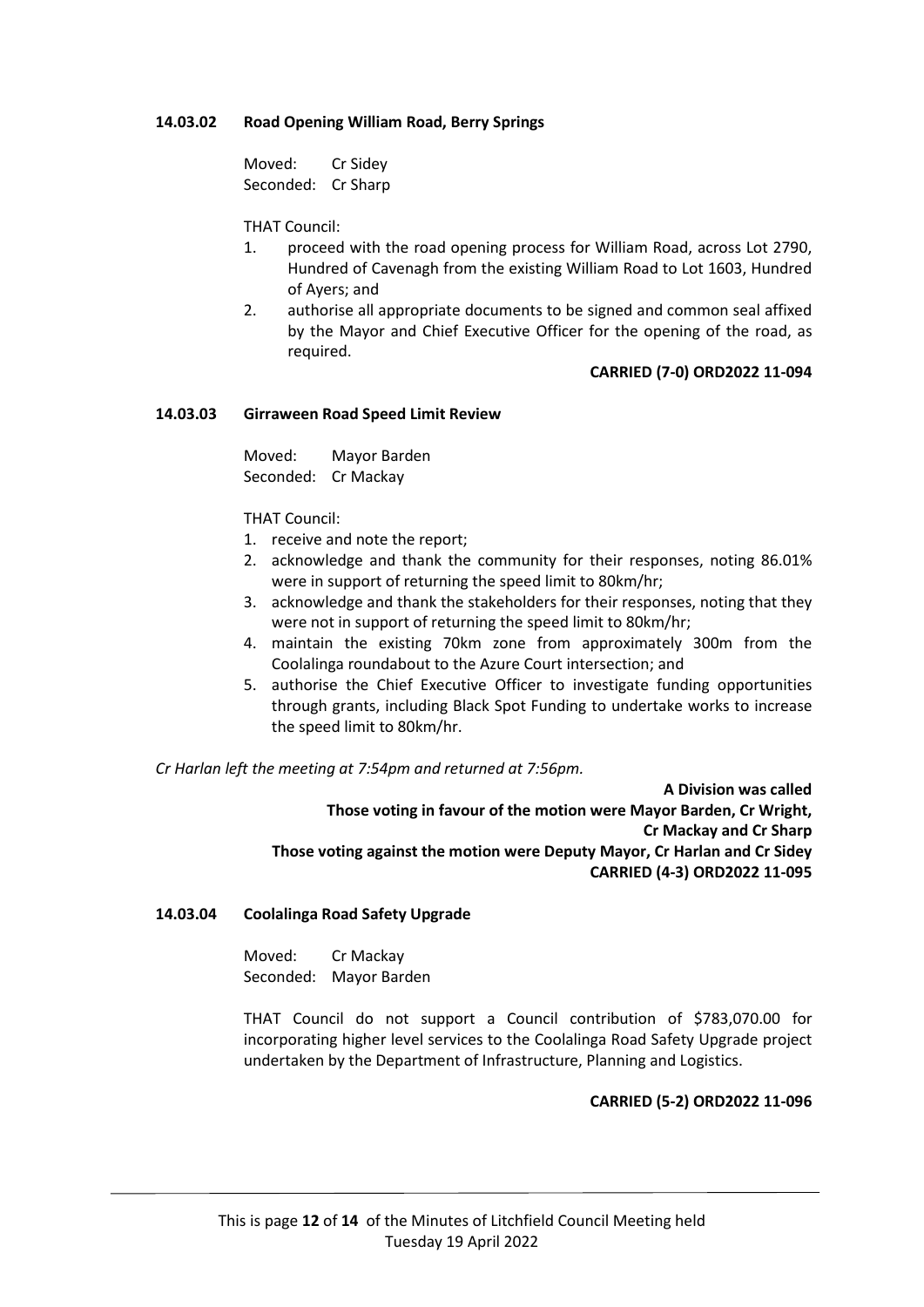### 14.03.02 Road Opening William Road, Berry Springs

Moved: Cr Sidey
Seconded: Cr Sharp

THAT Council:

1. proceed with the road opening process for William Road, across Lot 2790, Hundred of Cavenagh from the existing William Road to Lot 1603, Hundred of Ayers; and
2. authorise all appropriate documents to be signed and common seal affixed by the Mayor and Chief Executive Officer for the opening of the road, as required.

**CARRIED (7-0) ORD2022 11-094**

### 14.03.03 Girraween Road Speed Limit Review

Moved: Mayor Barden
Seconded: Cr Mackay

THAT Council:

1. receive and note the report;
2. acknowledge and thank the community for their responses, noting 86.01% were in support of returning the speed limit to 80km/hr;
3. acknowledge and thank the stakeholders for their responses, noting that they were not in support of returning the speed limit to 80km/hr;
4. maintain the existing 70km zone from approximately 300m from the Coolalinga roundabout to the Azure Court intersection; and
5. authorise the Chief Executive Officer to investigate funding opportunities through grants, including Black Spot Funding to undertake works to increase the speed limit to 80km/hr.

*Cr Harlan left the meeting at 7:54pm and returned at 7:56pm.*

**A Division was called**
**Those voting in favour of the motion were Mayor Barden, Cr Wright, Cr Mackay and Cr Sharp**
**Those voting against the motion were Deputy Mayor, Cr Harlan and Cr Sidey**
**CARRIED (4-3) ORD2022 11-095**

### 14.03.04 Coolalinga Road Safety Upgrade

Moved: Cr Mackay
Seconded: Mayor Barden

THAT Council do not support a Council contribution of $783,070.00 for incorporating higher level services to the Coolalinga Road Safety Upgrade project undertaken by the Department of Infrastructure, Planning and Logistics.

**CARRIED (5-2) ORD2022 11-096**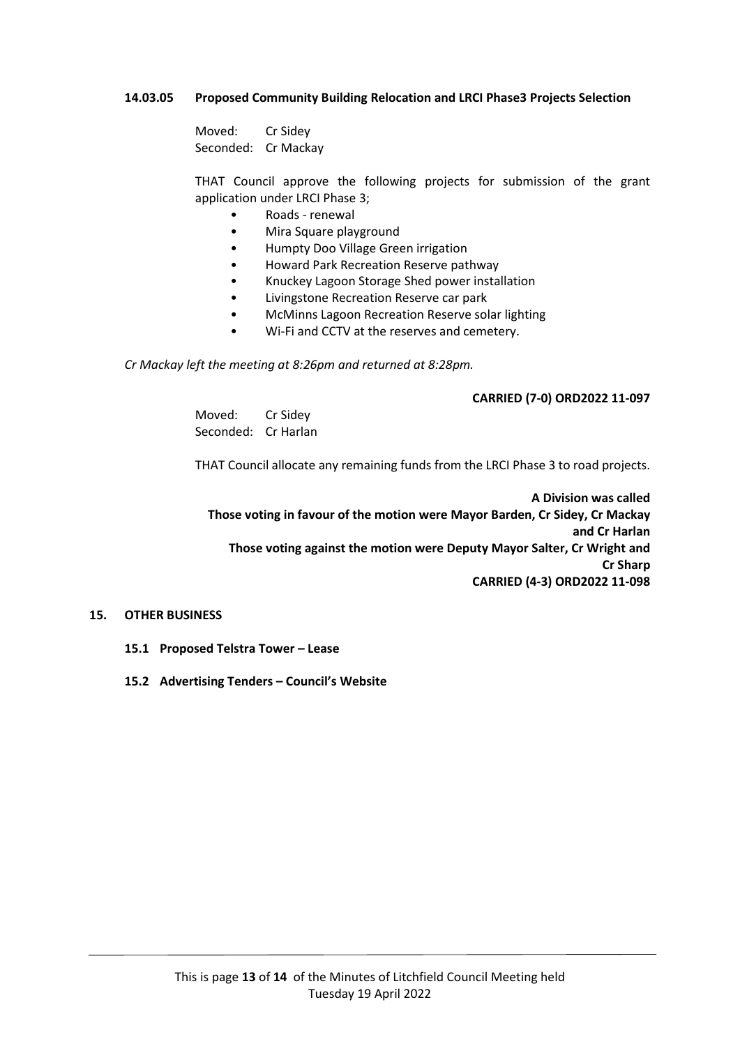**14.03.05 Proposed Community Building Relocation and LRCI Phase3 Projects Selection**

Moved: Cr Sidey
Seconded: Cr Mackay

THAT Council approve the following projects for submission of the grant application under LRCI Phase 3;

- Roads - renewal
- Mira Square playground
- Humpty Doo Village Green irrigation
- Howard Park Recreation Reserve pathway
- Knuckey Lagoon Storage Shed power installation
- Livingstone Recreation Reserve car park
- McMinns Lagoon Recreation Reserve solar lighting
- Wi-Fi and CCTV at the reserves and cemetery.

*Cr Mackay left the meeting at 8:26pm and returned at 8:28pm.*

**CARRIED (7-0) ORD2022 11-097**

Moved: Cr Sidey
Seconded: Cr Harlan

THAT Council allocate any remaining funds from the LRCI Phase 3 to road projects.

**A Division was called**
**Those voting in favour of the motion were Mayor Barden, Cr Sidey, Cr Mackay and Cr Harlan**
**Those voting against the motion were Deputy Mayor Salter, Cr Wright and Cr Sharp**
**CARRIED (4-3) ORD2022 11-098**

## 15. OTHER BUSINESS

### 15.1 Proposed Telstra Tower – Lease

### 15.2 Advertising Tenders – Council's Website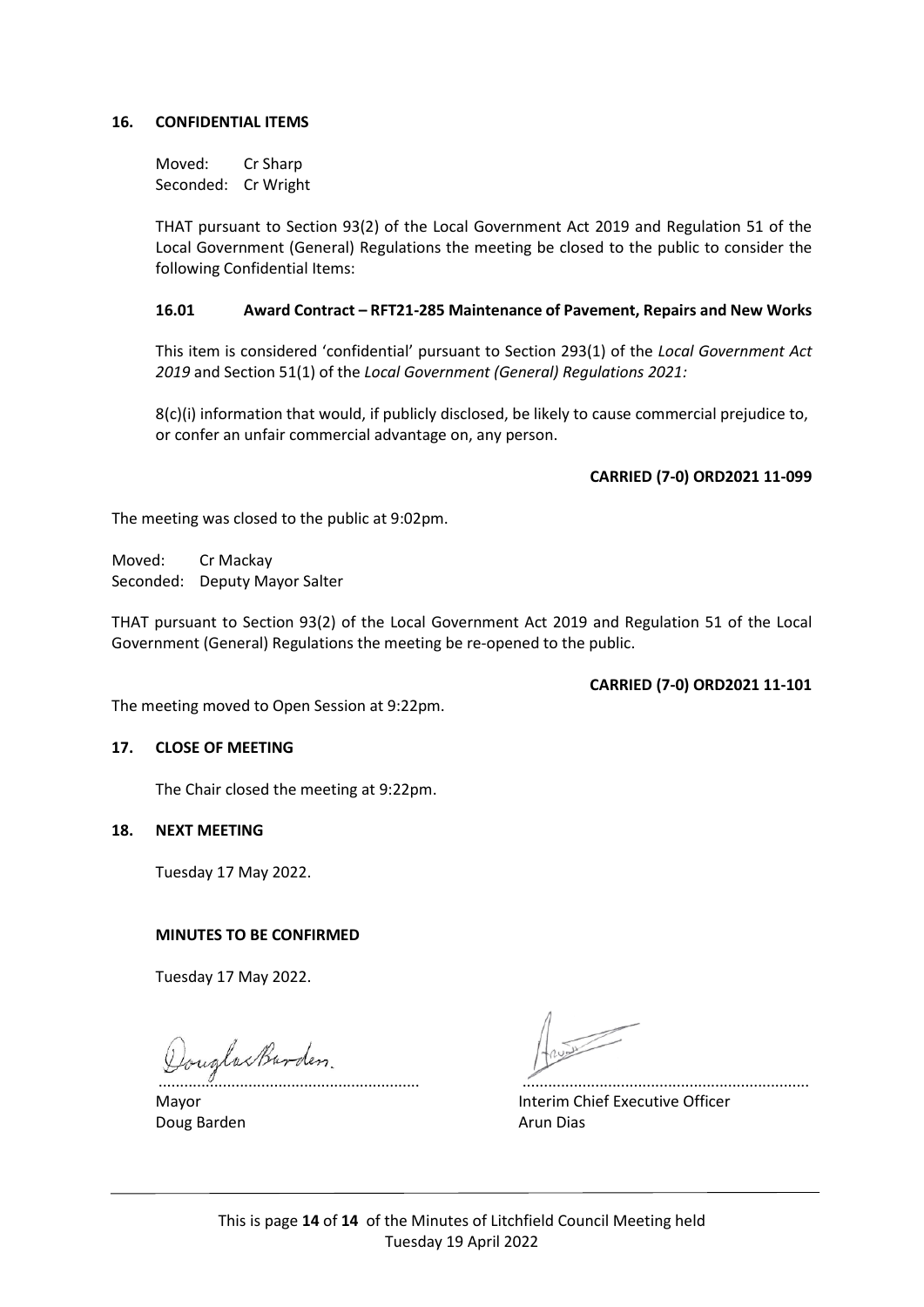## 16. CONFIDENTIAL ITEMS

Moved: Cr Sharp
Seconded: Cr Wright

THAT pursuant to Section 93(2) of the Local Government Act 2019 and Regulation 51 of the Local Government (General) Regulations the meeting be closed to the public to consider the following Confidential Items:

### 16.01 Award Contract – RFT21-285 Maintenance of Pavement, Repairs and New Works

This item is considered 'confidential' pursuant to Section 293(1) of the *Local Government Act 2019* and Section 51(1) of the *Local Government (General) Regulations 2021:*

8(c)(i) information that would, if publicly disclosed, be likely to cause commercial prejudice to, or confer an unfair commercial advantage on, any person.

**CARRIED (7-0) ORD2021 11-099**

The meeting was closed to the public at 9:02pm.

Moved: Cr Mackay
Seconded: Deputy Mayor Salter

THAT pursuant to Section 93(2) of the Local Government Act 2019 and Regulation 51 of the Local Government (General) Regulations the meeting be re-opened to the public.

**CARRIED (7-0) ORD2021 11-101**

The meeting moved to Open Session at 9:22pm.

## 17. CLOSE OF MEETING

The Chair closed the meeting at 9:22pm.

## 18. NEXT MEETING

Tuesday 17 May 2022.

**MINUTES TO BE CONFIRMED**

Tuesday 17 May 2022.

............................................................ ............................................................

Mayor
Doug Barden

Interim Chief Executive Officer
Arun Dias